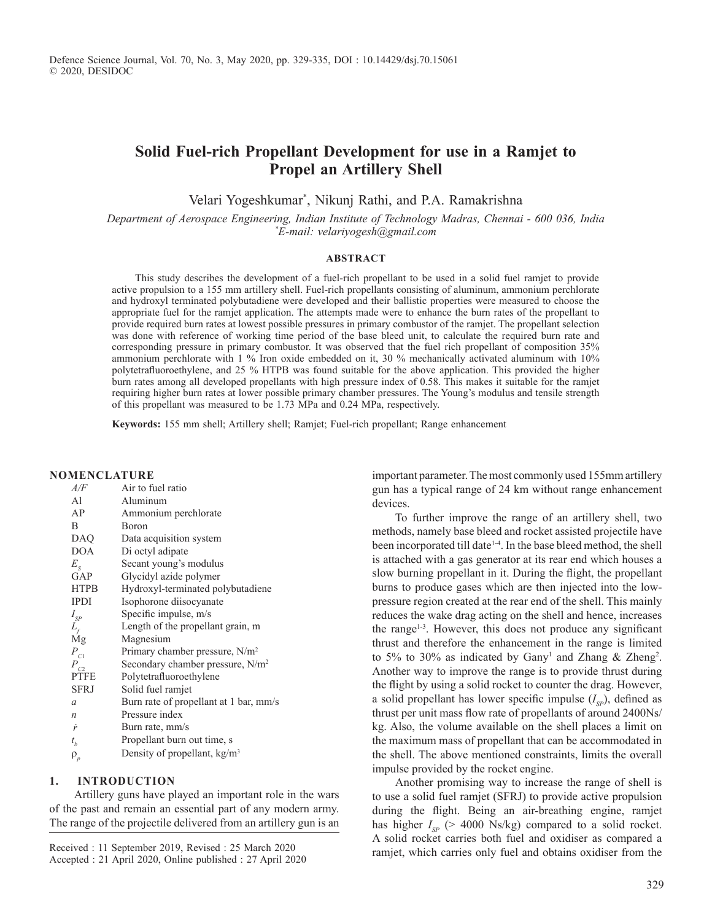# Solid Fuel-rich Propellant Development for use in a Ramjet to Propel an Artillery Shell

Velari Yogeshkumar*, Nikunj Rathi, and P.A. Ramakrishna

*Department of Aerospace Engineering, Indian Institute of Technology Madras, Chennai - 600 036, India*
*\*E-mail: velariyogesh@gmail.com*

## ABSTRACT

This study describes the development of a fuel-rich propellant to be used in a solid fuel ramjet to provide active propulsion to a 155 mm artillery shell. Fuel-rich propellants consisting of aluminum, ammonium perchlorate and hydroxyl terminated polybutadiene were developed and their ballistic properties were measured to choose the appropriate fuel for the ramjet application. The attempts made were to enhance the burn rates of the propellant to provide required burn rates at lowest possible pressures in primary combustor of the ramjet. The propellant selection was done with reference of working time period of the base bleed unit, to calculate the required burn rate and corresponding pressure in primary combustor. It was observed that the fuel rich propellant of composition 35% ammonium perchlorate with 1 % Iron oxide embedded on it, 30 % mechanically activated aluminum with 10% polytetrafluoroethylene, and 25 % HTPB was found suitable for the above application. This provided the higher burn rates among all developed propellants with high pressure index of 0.58. This makes it suitable for the ramjet requiring higher burn rates at lower possible primary chamber pressures. The Young's modulus and tensile strength of this propellant was measured to be 1.73 MPa and 0.24 MPa, respectively.

**Keywords:** 155 mm shell; Artillery shell; Ramjet; Fuel-rich propellant; Range enhancement

## NOMENCLATURE

| | |
|---|---|
| $A/F$ | Air to fuel ratio |
| Al | Aluminum |
| AP | Ammonium perchlorate |
| B | Boron |
| DAQ | Data acquisition system |
| DOA | Di octyl adipate |
| $E_S$ | Secant young's modulus |
| GAP | Glycidyl azide polymer |
| HTPB | Hydroxyl-terminated polybutadiene |
| IPDI | Isophorone diisocyanate |
| $I_{SP}$ | Specific impulse, m/s |
| $L_f$ | Length of the propellant grain, m |
| Mg | Magnesium |
| $P_{C1}$ | Primary chamber pressure, $N/m^2$ |
| $P_{C2}$ | Secondary chamber pressure, $N/m^2$ |
| PTFE | Polytetrafluoroethylene |
| SFRJ | Solid fuel ramjet |
| $a$ | Burn rate of propellant at 1 bar, mm/s |
| $n$ | Pressure index |
| $\dot{r}$ | Burn rate, mm/s |
| $t_b$ | Propellant burn out time, s |
| $\rho_p$ | Density of propellant, $kg/m^3$ |

## 1. INTRODUCTION

Artillery guns have played an important role in the wars of the past and remain an essential part of any modern army. The range of the projectile delivered from an artillery gun is an important parameter. The most commonly used 155mm artillery gun has a typical range of 24 km without range enhancement devices.

To further improve the range of an artillery shell, two methods, namely base bleed and rocket assisted projectile have been incorporated till date[1-4]. In the base bleed method, the shell is attached with a gas generator at its rear end which houses a slow burning propellant in it. During the flight, the propellant burns to produce gases which are then injected into the low-pressure region created at the rear end of the shell. This mainly reduces the wake drag acting on the shell and hence, increases the range[1-3]. However, this does not produce any significant thrust and therefore the enhancement in the range is limited to 5% to 30% as indicated by Gany[1] and Zhang & Zheng[2]. Another way to improve the range is to provide thrust during the flight by using a solid rocket to counter the drag. However, a solid propellant has lower specific impulse ($I_{SP}$), defined as thrust per unit mass flow rate of propellants of around 2400Ns/kg. Also, the volume available on the shell places a limit on the maximum mass of propellant that can be accommodated in the shell. The above mentioned constraints, limits the overall impulse provided by the rocket engine.

Another promising way to increase the range of shell is to use a solid fuel ramjet (SFRJ) to provide active propulsion during the flight. Being an air-breathing engine, ramjet has higher $I_{SP}$ (> 4000 Ns/kg) compared to a solid rocket. A solid rocket carries both fuel and oxidiser as compared a ramjet, which carries only fuel and obtains oxidiser from the

Received : 11 September 2019, Revised : 25 March 2020
Accepted : 21 April 2020, Online published : 27 April 2020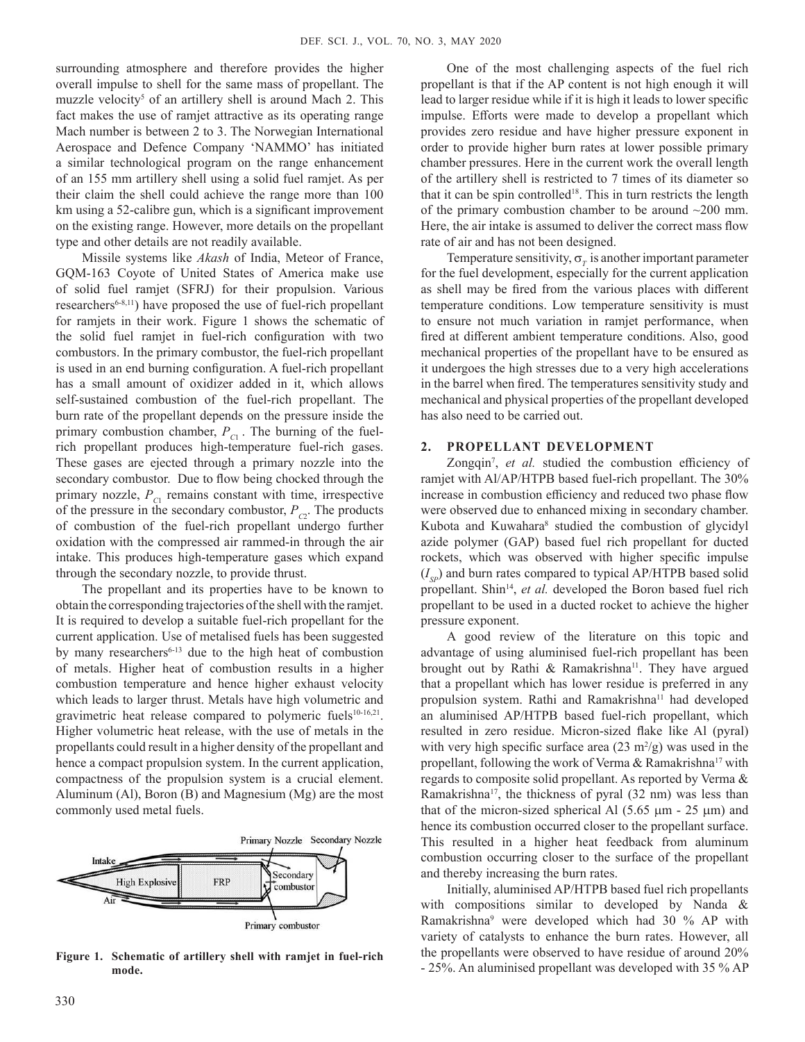surrounding atmosphere and therefore provides the higher overall impulse to shell for the same mass of propellant. The muzzle velocity[5] of an artillery shell is around Mach 2. This fact makes the use of ramjet attractive as its operating range Mach number is between 2 to 3. The Norwegian International Aerospace and Defence Company 'NAMMO' has initiated a similar technological program on the range enhancement of an 155 mm artillery shell using a solid fuel ramjet. As per their claim the shell could achieve the range more than 100 km using a 52-calibre gun, which is a significant improvement on the existing range. However, more details on the propellant type and other details are not readily available.

Missile systems like *Akash* of India, Meteor of France, GQM-163 Coyote of United States of America make use of solid fuel ramjet (SFRJ) for their propulsion. Various researchers[6-8,11]) have proposed the use of fuel-rich propellant for ramjets in their work. Figure 1 shows the schematic of the solid fuel ramjet in fuel-rich configuration with two combustors. In the primary combustor, the fuel-rich propellant is used in an end burning configuration. A fuel-rich propellant has a small amount of oxidizer added in it, which allows self-sustained combustion of the fuel-rich propellant. The burn rate of the propellant depends on the pressure inside the primary combustion chamber, $P_{C1}$. The burning of the fuel-rich propellant produces high-temperature fuel-rich gases. These gases are ejected through a primary nozzle into the secondary combustor. Due to flow being chocked through the primary nozzle, $P_{C1}$ remains constant with time, irrespective of the pressure in the secondary combustor, $P_{C2}$. The products of combustion of the fuel-rich propellant undergo further oxidation with the compressed air rammed-in through the air intake. This produces high-temperature gases which expand through the secondary nozzle, to provide thrust.

The propellant and its properties have to be known to obtain the corresponding trajectories of the shell with the ramjet. It is required to develop a suitable fuel-rich propellant for the current application. Use of metalised fuels has been suggested by many researchers[6-13] due to the high heat of combustion of metals. Higher heat of combustion results in a higher combustion temperature and hence higher exhaust velocity which leads to larger thrust. Metals have high volumetric and gravimetric heat release compared to polymeric fuels[10-16,21]. Higher volumetric heat release, with the use of metals in the propellants could result in a higher density of the propellant and hence a compact propulsion system. In the current application, compactness of the propulsion system is a crucial element. Aluminum (Al), Boron (B) and Magnesium (Mg) are the most commonly used metal fuels.

**Figure 1. Schematic of artillery shell with ramjet in fuel-rich mode.**

One of the most challenging aspects of the fuel rich propellant is that if the AP content is not high enough it will lead to larger residue while if it is high it leads to lower specific impulse. Efforts were made to develop a propellant which provides zero residue and have higher pressure exponent in order to provide higher burn rates at lower possible primary chamber pressures. Here in the current work the overall length of the artillery shell is restricted to 7 times of its diameter so that it can be spin controlled[18]. This in turn restricts the length of the primary combustion chamber to be around ~200 mm. Here, the air intake is assumed to deliver the correct mass flow rate of air and has not been designed.

Temperature sensitivity, $\sigma_T$ is another important parameter for the fuel development, especially for the current application as shell may be fired from the various places with different temperature conditions. Low temperature sensitivity is must to ensure not much variation in ramjet performance, when fired at different ambient temperature conditions. Also, good mechanical properties of the propellant have to be ensured as it undergoes the high stresses due to a very high accelerations in the barrel when fired. The temperatures sensitivity study and mechanical and physical properties of the propellant developed has also need to be carried out.

## 2. PROPELLANT DEVELOPMENT

Zongqin[7], *et al.* studied the combustion efficiency of ramjet with Al/AP/HTPB based fuel-rich propellant. The 30% increase in combustion efficiency and reduced two phase flow were observed due to enhanced mixing in secondary chamber. Kubota and Kuwahara[8] studied the combustion of glycidyl azide polymer (GAP) based fuel rich propellant for ducted rockets, which was observed with higher specific impulse ($I_{SP}$) and burn rates compared to typical AP/HTPB based solid propellant. Shin[14], *et al.* developed the Boron based fuel rich propellant to be used in a ducted rocket to achieve the higher pressure exponent.

A good review of the literature on this topic and advantage of using aluminised fuel-rich propellant has been brought out by Rathi & Ramakrishna[11]. They have argued that a propellant which has lower residue is preferred in any propulsion system. Rathi and Ramakrishna[11] had developed an aluminised AP/HTPB based fuel-rich propellant, which resulted in zero residue. Micron-sized flake like Al (pyral) with very high specific surface area (23 $m^2/g$) was used in the propellant, following the work of Verma & Ramakrishna[17] with regards to composite solid propellant. As reported by Verma & Ramakrishna[17], the thickness of pyral (32 nm) was less than that of the micron-sized spherical Al (5.65 μm - 25 μm) and hence its combustion occurred closer to the propellant surface. This resulted in a higher heat feedback from aluminum combustion occurring closer to the surface of the propellant and thereby increasing the burn rates.

Initially, aluminised AP/HTPB based fuel rich propellants with compositions similar to developed by Nanda & Ramakrishna[9] were developed which had 30 % AP with variety of catalysts to enhance the burn rates. However, all the propellants were observed to have residue of around 20% - 25%. An aluminised propellant was developed with 35 % AP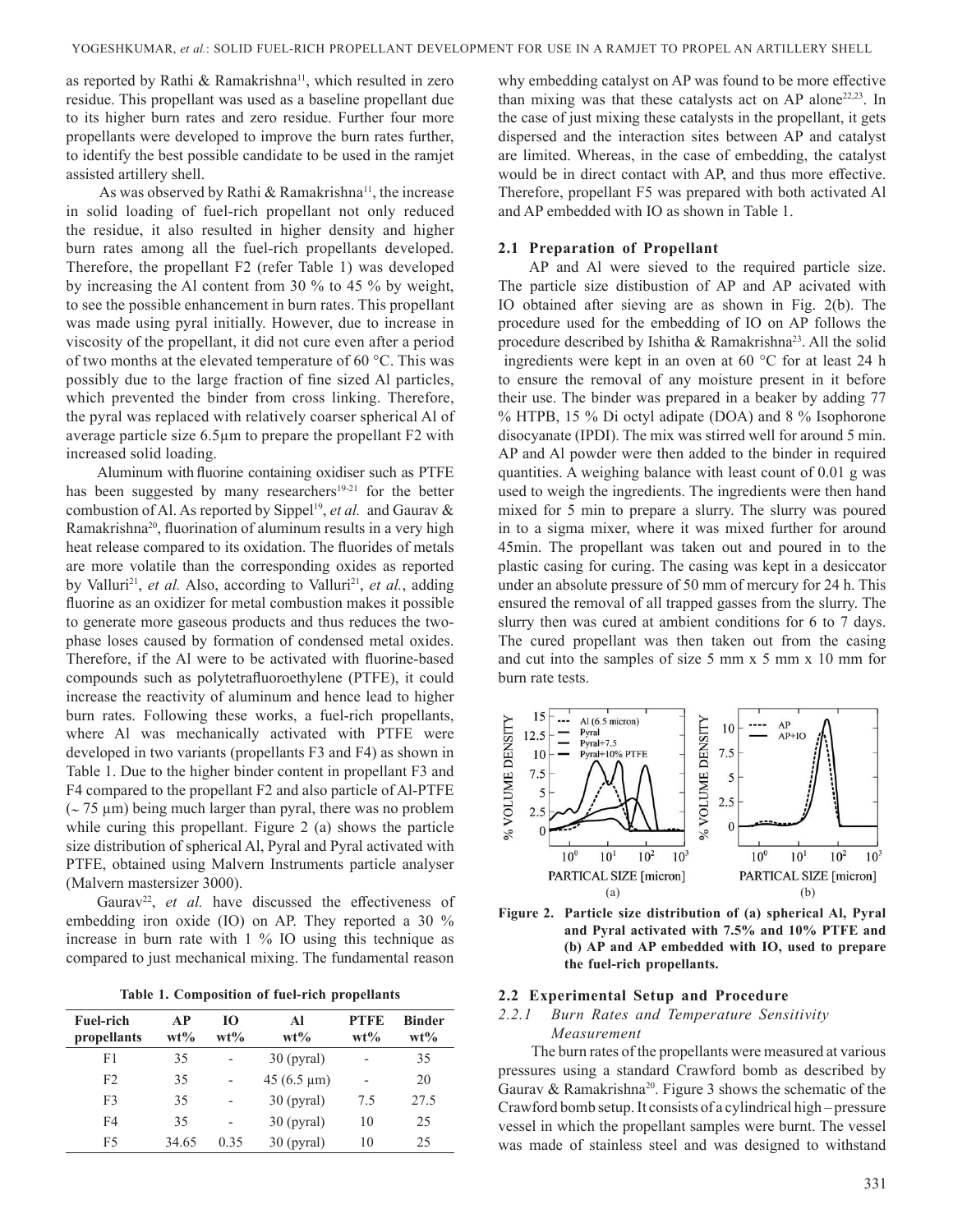as reported by Rathi & Ramakrishna[11], which resulted in zero residue. This propellant was used as a baseline propellant due to its higher burn rates and zero residue. Further four more propellants were developed to improve the burn rates further, to identify the best possible candidate to be used in the ramjet assisted artillery shell.

As was observed by Rathi & Ramakrishna[11], the increase in solid loading of fuel-rich propellant not only reduced the residue, it also resulted in higher density and higher burn rates among all the fuel-rich propellants developed. Therefore, the propellant F2 (refer Table 1) was developed by increasing the Al content from 30 % to 45 % by weight, to see the possible enhancement in burn rates. This propellant was made using pyral initially. However, due to increase in viscosity of the propellant, it did not cure even after a period of two months at the elevated temperature of 60 °C. This was possibly due to the large fraction of fine sized Al particles, which prevented the binder from cross linking. Therefore, the pyral was replaced with relatively coarser spherical Al of average particle size 6.5µm to prepare the propellant F2 with increased solid loading.

Aluminum with fluorine containing oxidiser such as PTFE has been suggested by many researchers[19-21] for the better combustion of Al. As reported by Sippel[19], *et al.* and Gaurav & Ramakrishna[20], fluorination of aluminum results in a very high heat release compared to its oxidation. The fluorides of metals are more volatile than the corresponding oxides as reported by Valluri[21], *et al.* Also, according to Valluri[21], *et al.*, adding fluorine as an oxidizer for metal combustion makes it possible to generate more gaseous products and thus reduces the two-phase loses caused by formation of condensed metal oxides. Therefore, if the Al were to be activated with fluorine-based compounds such as polytetrafluoroethylene (PTFE), it could increase the reactivity of aluminum and hence lead to higher burn rates. Following these works, a fuel-rich propellants, where Al was mechanically activated with PTFE were developed in two variants (propellants F3 and F4) as shown in Table 1. Due to the higher binder content in propellant F3 and F4 compared to the propellant F2 and also particle of Al-PTFE (~ 75 µm) being much larger than pyral, there was no problem while curing this propellant. Figure 2 (a) shows the particle size distribution of spherical Al, Pyral and Pyral activated with PTFE, obtained using Malvern Instruments particle analyser (Malvern mastersizer 3000).

Gaurav[22], *et al.* have discussed the effectiveness of embedding iron oxide (IO) on AP. They reported a 30 % increase in burn rate with 1 % IO using this technique as compared to just mechanical mixing. The fundamental reason why embedding catalyst on AP was found to be more effective than mixing was that these catalysts act on AP alone[22,23]. In the case of just mixing these catalysts in the propellant, it gets dispersed and the interaction sites between AP and catalyst are limited. Whereas, in the case of embedding, the catalyst would be in direct contact with AP, and thus more effective. Therefore, propellant F5 was prepared with both activated Al and AP embedded with IO as shown in Table 1.

**Table 1. Composition of fuel-rich propellants**

| Fuel-rich propellants | AP wt% | IO wt% | Al wt% | PTFE wt% | Binder wt% |
|---|---|---|---|---|---|
| F1 | 35 | - | 30 (pyral) | - | 35 |
| F2 | 35 | - | 45 (6.5 µm) | - | 20 |
| F3 | 35 | - | 30 (pyral) | 7.5 | 27.5 |
| F4 | 35 | - | 30 (pyral) | 10 | 25 |
| F5 | 34.65 | 0.35 | 30 (pyral) | 10 | 25 |

### 2.1 Preparation of Propellant

AP and Al were sieved to the required particle size. The particle size distibustion of AP and AP acivated with IO obtained after sieving are as shown in Fig. 2(b). The procedure used for the embedding of IO on AP follows the procedure described by Ishitha & Ramakrishna[23]. All the solid ingredients were kept in an oven at 60 °C for at least 24 h to ensure the removal of any moisture present in it before their use. The binder was prepared in a beaker by adding 77 % HTPB, 15 % Di octyl adipate (DOA) and 8 % Isophorone disocyanate (IPDI). The mix was stirred well for around 5 min. AP and Al powder were then added to the binder in required quantities. A weighing balance with least count of 0.01 g was used to weigh the ingredients. The ingredients were then hand mixed for 5 min to prepare a slurry. The slurry was poured in to a sigma mixer, where it was mixed further for around 45min. The propellant was taken out and poured in to the plastic casing for curing. The casing was kept in a desiccator under an absolute pressure of 50 mm of mercury for 24 h. This ensured the removal of all trapped gasses from the slurry. The slurry then was cured at ambient conditions for 6 to 7 days. The cured propellant was then taken out from the casing and cut into the samples of size 5 mm x 5 mm x 10 mm for burn rate tests.

**Figure 2. Particle size distribution of (a) spherical Al, Pyral and Pyral activated with 7.5% and 10% PTFE and (b) AP and AP embedded with IO, used to prepare the fuel-rich propellants.**

### 2.2 Experimental Setup and Procedure

#### 2.2.1 *Burn Rates and Temperature Sensitivity Measurement*

The burn rates of the propellants were measured at various pressures using a standard Crawford bomb as described by Gaurav & Ramakrishna[20]. Figure 3 shows the schematic of the Crawford bomb setup. It consists of a cylindrical high – pressure vessel in which the propellant samples were burnt. The vessel was made of stainless steel and was designed to withstand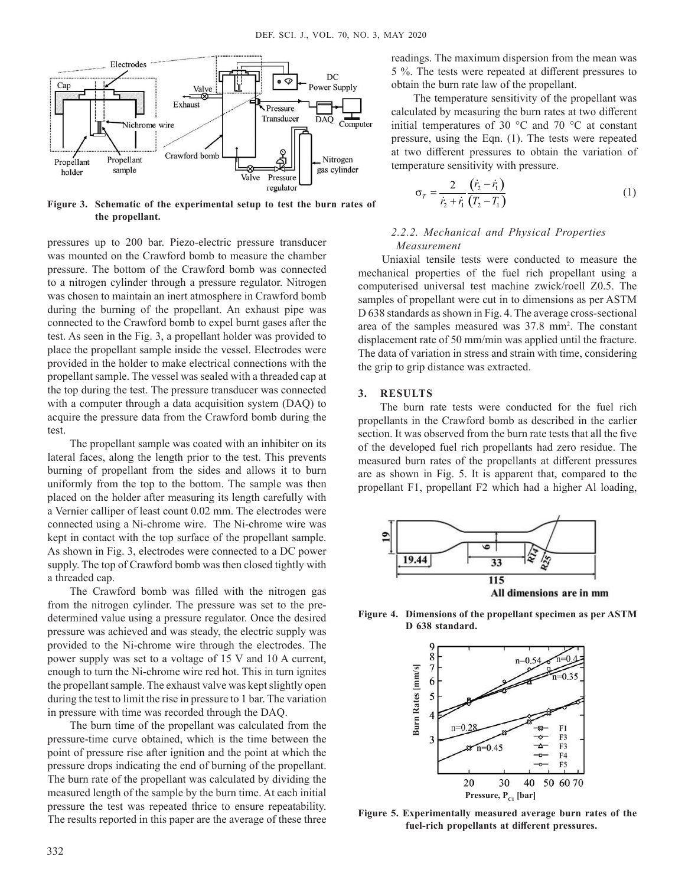Figure 3. Schematic of the experimental setup to test the burn rates of the propellant.

pressures up to 200 bar. Piezo-electric pressure transducer was mounted on the Crawford bomb to measure the chamber pressure. The bottom of the Crawford bomb was connected to a nitrogen cylinder through a pressure regulator. Nitrogen was chosen to maintain an inert atmosphere in Crawford bomb during the burning of the propellant. An exhaust pipe was connected to the Crawford bomb to expel burnt gases after the test. As seen in the Fig. 3, a propellant holder was provided to place the propellant sample inside the vessel. Electrodes were provided in the holder to make electrical connections with the propellant sample. The vessel was sealed with a threaded cap at the top during the test. The pressure transducer was connected with a computer through a data acquisition system (DAQ) to acquire the pressure data from the Crawford bomb during the test.

The propellant sample was coated with an inhibiter on its lateral faces, along the length prior to the test. This prevents burning of propellant from the sides and allows it to burn uniformly from the top to the bottom. The sample was then placed on the holder after measuring its length carefully with a Vernier calliper of least count 0.02 mm. The electrodes were connected using a Ni-chrome wire. The Ni-chrome wire was kept in contact with the top surface of the propellant sample. As shown in Fig. 3, electrodes were connected to a DC power supply. The top of Crawford bomb was then closed tightly with a threaded cap.

The Crawford bomb was filled with the nitrogen gas from the nitrogen cylinder. The pressure was set to the pre-determined value using a pressure regulator. Once the desired pressure was achieved and was steady, the electric supply was provided to the Ni-chrome wire through the electrodes. The power supply was set to a voltage of 15 V and 10 A current, enough to turn the Ni-chrome wire red hot. This in turn ignites the propellant sample. The exhaust valve was kept slightly open during the test to limit the rise in pressure to 1 bar. The variation in pressure with time was recorded through the DAQ.

The burn time of the propellant was calculated from the pressure-time curve obtained, which is the time between the point of pressure rise after ignition and the point at which the pressure drops indicating the end of burning of the propellant. The burn rate of the propellant was calculated by dividing the measured length of the sample by the burn time. At each initial pressure the test was repeated thrice to ensure repeatability. The results reported in this paper are the average of these three readings. The maximum dispersion from the mean was 5 %. The tests were repeated at different pressures to obtain the burn rate law of the propellant.

The temperature sensitivity of the propellant was calculated by measuring the burn rates at two different initial temperatures of 30 °C and 70 °C at constant pressure, using the Eqn. (1). The tests were repeated at two different pressures to obtain the variation of temperature sensitivity with pressure.

$$\sigma_T = \frac{2}{\dot{r}_2 + \dot{r}_1} \frac{(\dot{r}_2 - \dot{r}_1)}{(T_2 - T_1)} \quad (1)$$

### 2.2.2. Mechanical and Physical Properties Measurement

Uniaxial tensile tests were conducted to measure the mechanical properties of the fuel rich propellant using a computerised universal test machine zwick/roell Z0.5. The samples of propellant were cut in to dimensions as per ASTM D 638 standards as shown in Fig. 4. The average cross-sectional area of the samples measured was 37.8 mm². The constant displacement rate of 50 mm/min was applied until the fracture. The data of variation in stress and strain with time, considering the grip to grip distance was extracted.

## 3. RESULTS

The burn rate tests were conducted for the fuel rich propellants in the Crawford bomb as described in the earlier section. It was observed from the burn rate tests that all the five of the developed fuel rich propellants had zero residue. The measured burn rates of the propellants at different pressures are as shown in Fig. 5. It is apparent that, compared to the propellant F1, propellant F2 which had a higher Al loading,

Figure 4. Dimensions of the propellant specimen as per ASTM D 638 standard.

Figure 5. Experimentally measured average burn rates of the fuel-rich propellants at different pressures.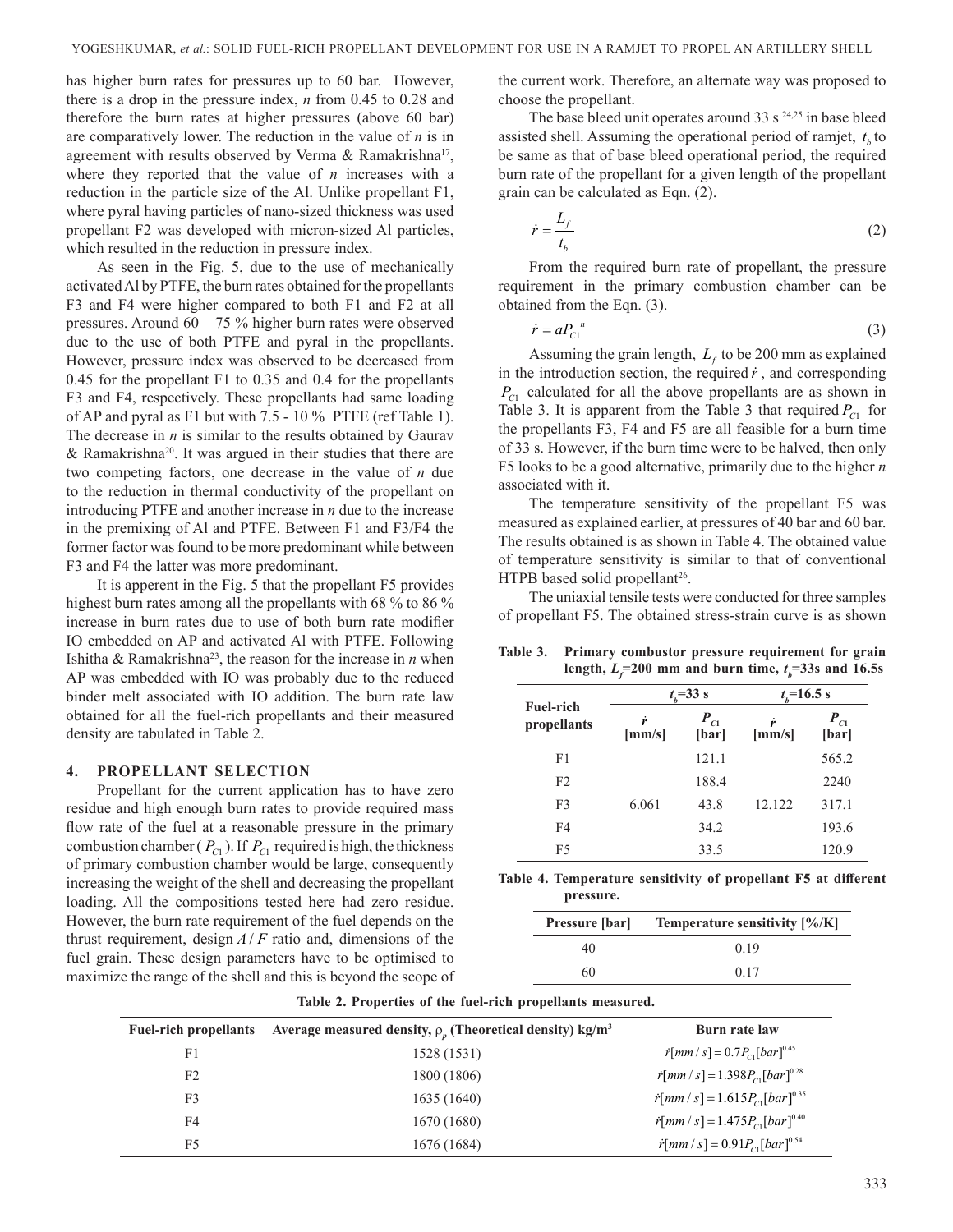has higher burn rates for pressures up to 60 bar. However, there is a drop in the pressure index, $n$ from 0.45 to 0.28 and therefore the burn rates at higher pressures (above 60 bar) are comparatively lower. The reduction in the value of $n$ is in agreement with results observed by Verma & Ramakrishna[17], where they reported that the value of $n$ increases with a reduction in the particle size of the Al. Unlike propellant F1, where pyral having particles of nano-sized thickness was used propellant F2 was developed with micron-sized Al particles, which resulted in the reduction in pressure index.

As seen in the Fig. 5, due to the use of mechanically activated Al by PTFE, the burn rates obtained for the propellants F3 and F4 were higher compared to both F1 and F2 at all pressures. Around 60 – 75 % higher burn rates were observed due to the use of both PTFE and pyral in the propellants. However, pressure index was observed to be decreased from 0.45 for the propellant F1 to 0.35 and 0.4 for the propellants F3 and F4, respectively. These propellants had same loading of AP and pyral as F1 but with 7.5 - 10 % PTFE (ref Table 1). The decrease in $n$ is similar to the results obtained by Gaurav & Ramakrishna[20]. It was argued in their studies that there are two competing factors, one decrease in the value of $n$ due to the reduction in thermal conductivity of the propellant on introducing PTFE and another increase in $n$ due to the increase in the premixing of Al and PTFE. Between F1 and F3/F4 the former factor was found to be more predominant while between F3 and F4 the latter was more predominant.

It is apperent in the Fig. 5 that the propellant F5 provides highest burn rates among all the propellants with 68 % to 86 % increase in burn rates due to use of both burn rate modifier IO embedded on AP and activated Al with PTFE. Following Ishitha & Ramakrishna[23], the reason for the increase in $n$ when AP was embedded with IO was probably due to the reduced binder melt associated with IO addition. The burn rate law obtained for all the fuel-rich propellants and their measured density are tabulated in Table 2.

## 4. PROPELLANT SELECTION

Propellant for the current application has to have zero residue and high enough burn rates to provide required mass flow rate of the fuel at a reasonable pressure in the primary combustion chamber ($P_{C1}$). If $P_{C1}$ required is high, the thickness of primary combustion chamber would be large, consequently increasing the weight of the shell and decreasing the propellant loading. All the compositions tested here had zero residue. However, the burn rate requirement of the fuel depends on the thrust requirement, design $A/F$ ratio and, dimensions of the fuel grain. These design parameters have to be optimised to maximize the range of the shell and this is beyond the scope of the current work. Therefore, an alternate way was proposed to choose the propellant.

The base bleed unit operates around 33 s [24,25] in base bleed assisted shell. Assuming the operational period of ramjet, $t_b$ to be same as that of base bleed operational period, the required burn rate of the propellant for a given length of the propellant grain can be calculated as Eqn. (2).

$$\dot{r} = \frac{L_f}{t_b} \tag{2}$$

From the required burn rate of propellant, the pressure requirement in the primary combustion chamber can be obtained from the Eqn. (3).

$$\dot{r} = aP_{C1}^{\ n} \tag{3}$$

Assuming the grain length, $L_f$ to be 200 mm as explained in the introduction section, the required $\dot{r}$, and corresponding $P_{C1}$ calculated for all the above propellants are as shown in Table 3. It is apparent from the Table 3 that required $P_{C1}$ for the propellants F3, F4 and F5 are all feasible for a burn time of 33 s. However, if the burn time were to be halved, then only F5 looks to be a good alternative, primarily due to the higher $n$ associated with it.

The temperature sensitivity of the propellant F5 was measured as explained earlier, at pressures of 40 bar and 60 bar. The results obtained is as shown in Table 4. The obtained value of temperature sensitivity is similar to that of conventional HTPB based solid propellant[26].

The uniaxial tensile tests were conducted for three samples of propellant F5. The obtained stress-strain curve is as shown

**Table 3. Primary combustor pressure requirement for grain length, $L_f$=200 mm and burn time, $t_b$=33s and 16.5s**

| Fuel-rich propellants | $t_b$=33 s | | $t_b$=16.5 s | |
|---|---|---|---|---|
| | $\dot{r}$ [mm/s] | $P_{C1}$ [bar] | $\dot{r}$ [mm/s] | $P_{C1}$ [bar] |
| F1 | 6.061 | 121.1 | 12.122 | 565.2 |
| F2 | | 188.4 | | 2240 |
| F3 | | 43.8 | | 317.1 |
| F4 | | 34.2 | | 193.6 |
| F5 | | 33.5 | | 120.9 |

**Table 4. Temperature sensitivity of propellant F5 at different pressure.**

| Pressure [bar] | Temperature sensitivity [%/K] |
|---|---|
| 40 | 0.19 |
| 60 | 0.17 |

**Table 2. Properties of the fuel-rich propellants measured.**

| Fuel-rich propellants | Average measured density, $\rho_p$ (Theoretical density) kg/m$^3$ | Burn rate law |
|---|---|---|
| F1 | 1528 (1531) | $\dot{r}[mm/s] = 0.7P_{C1}[bar]^{0.45}$ |
| F2 | 1800 (1806) | $\dot{r}[mm/s] = 1.398P_{C1}[bar]^{0.28}$ |
| F3 | 1635 (1640) | $\dot{r}[mm/s] = 1.615P_{C1}[bar]^{0.35}$ |
| F4 | 1670 (1680) | $\dot{r}[mm/s] = 1.475P_{C1}[bar]^{0.40}$ |
| F5 | 1676 (1684) | $\dot{r}[mm/s] = 0.91P_{C1}[bar]^{0.54}$ |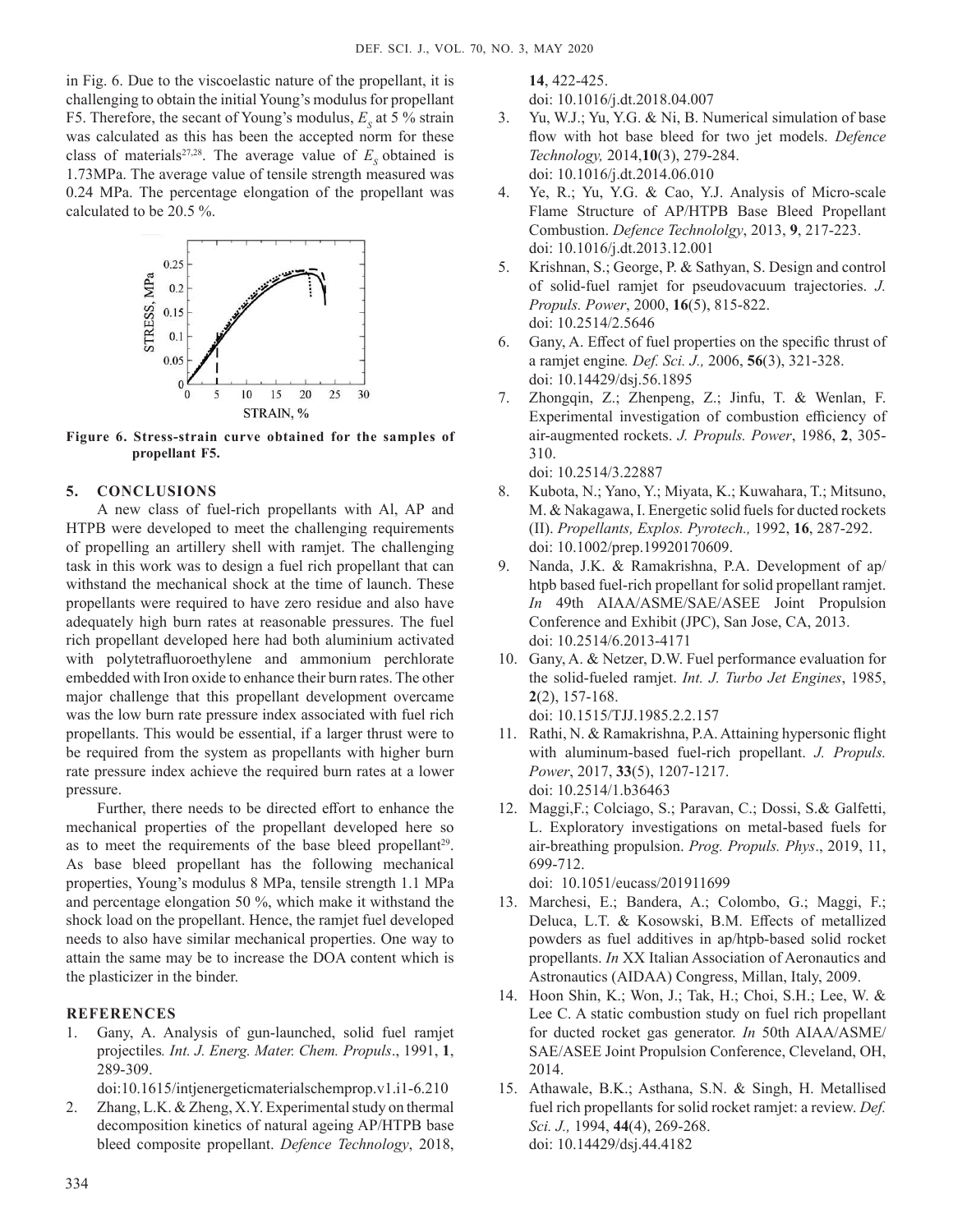in Fig. 6. Due to the viscoelastic nature of the propellant, it is challenging to obtain the initial Young's modulus for propellant F5. Therefore, the secant of Young's modulus, $E_s$ at 5 % strain was calculated as this has been the accepted norm for these class of materials[27,28]. The average value of $E_s$ obtained is 1.73MPa. The average value of tensile strength measured was 0.24 MPa. The percentage elongation of the propellant was calculated to be 20.5 %.

**Figure 6. Stress-strain curve obtained for the samples of propellant F5.**

## 5. CONCLUSIONS

A new class of fuel-rich propellants with Al, AP and HTPB were developed to meet the challenging requirements of propelling an artillery shell with ramjet. The challenging task in this work was to design a fuel rich propellant that can withstand the mechanical shock at the time of launch. These propellants were required to have zero residue and also have adequately high burn rates at reasonable pressures. The fuel rich propellant developed here had both aluminium activated with polytetrafluoroethylene and ammonium perchlorate embedded with Iron oxide to enhance their burn rates. The other major challenge that this propellant development overcame was the low burn rate pressure index associated with fuel rich propellants. This would be essential, if a larger thrust were to be required from the system as propellants with higher burn rate pressure index achieve the required burn rates at a lower pressure.

Further, there needs to be directed effort to enhance the mechanical properties of the propellant developed here so as to meet the requirements of the base bleed propellant[29]. As base bleed propellant has the following mechanical properties, Young's modulus 8 MPa, tensile strength 1.1 MPa and percentage elongation 50 %, which make it withstand the shock load on the propellant. Hence, the ramjet fuel developed needs to also have similar mechanical properties. One way to attain the same may be to increase the DOA content which is the plasticizer in the binder.

## REFERENCES

1. Gany, A. Analysis of gun-launched, solid fuel ramjet projectiles. *Int. J. Energ. Mater. Chem. Propuls*., 1991, **1**, 289-309.
   doi:10.1615/intjenergeticmaterialschemprop.v1.i1-6.210
2. Zhang, L.K. & Zheng, X.Y. Experimental study on thermal decomposition kinetics of natural ageing AP/HTPB base bleed composite propellant. *Defence Technology*, 2018, **14**, 422-425.
   doi: 10.1016/j.dt.2018.04.007
3. Yu, W.J.; Yu, Y.G. & Ni, B. Numerical simulation of base flow with hot base bleed for two jet models. *Defence Technology,* 2014,**10**(3), 279-284.
   doi: 10.1016/j.dt.2014.06.010
4. Ye, R.; Yu, Y.G. & Cao, Y.J. Analysis of Micro-scale Flame Structure of AP/HTPB Base Bleed Propellant Combustion. *Defence Technololgy*, 2013, **9**, 217-223.
   doi: 10.1016/j.dt.2013.12.001
5. Krishnan, S.; George, P. & Sathyan, S. Design and control of solid-fuel ramjet for pseudovacuum trajectories. *J. Propuls. Power*, 2000, **16**(5), 815-822.
   doi: 10.2514/2.5646
6. Gany, A. Effect of fuel properties on the specific thrust of a ramjet engine*. Def. Sci. J.,* 2006, **56**(3), 321-328.
   doi: 10.14429/dsj.56.1895
7. Zhongqin, Z.; Zhenpeng, Z.; Jinfu, T. & Wenlan, F. Experimental investigation of combustion efficiency of air-augmented rockets. *J. Propuls. Power*, 1986, **2**, 305-310.
   doi: 10.2514/3.22887
8. Kubota, N.; Yano, Y.; Miyata, K.; Kuwahara, T.; Mitsuno, M. & Nakagawa, I. Energetic solid fuels for ducted rockets (II). *Propellants, Explos. Pyrotech.,* 1992, **16**, 287-292.
   doi: 10.1002/prep.19920170609.
9. Nanda, J.K. & Ramakrishna, P.A. Development of ap/htpb based fuel-rich propellant for solid propellant ramjet. *In* 49th AIAA/ASME/SAE/ASEE Joint Propulsion Conference and Exhibit (JPC), San Jose, CA, 2013.
   doi: 10.2514/6.2013-4171
10. Gany, A. & Netzer, D.W. Fuel performance evaluation for the solid-fueled ramjet. *Int. J. Turbo Jet Engines*, 1985, **2**(2), 157-168.
    doi: 10.1515/TJJ.1985.2.2.157
11. Rathi, N. & Ramakrishna, P.A. Attaining hypersonic flight with aluminum-based fuel-rich propellant. *J. Propuls. Power*, 2017, **33**(5), 1207-1217.
    doi: 10.2514/1.b36463
12. Maggi,F.; Colciago, S.; Paravan, C.; Dossi, S.& Galfetti, L. Exploratory investigations on metal-based fuels for air-breathing propulsion. *Prog. Propuls. Phys*., 2019, 11, 699-712.
    doi: 10.1051/eucass/201911699
13. Marchesi, E.; Bandera, A.; Colombo, G.; Maggi, F.; Deluca, L.T. & Kosowski, B.M. Effects of metallized powders as fuel additives in ap/htpb-based solid rocket propellants. *In* XX Italian Association of Aeronautics and Astronautics (AIDAA) Congress, Millan, Italy, 2009.
14. Hoon Shin, K.; Won, J.; Tak, H.; Choi, S.H.; Lee, W. & Lee C. A static combustion study on fuel rich propellant for ducted rocket gas generator. *In* 50th AIAA/ASME/SAE/ASEE Joint Propulsion Conference, Cleveland, OH, 2014.
15. Athawale, B.K.; Asthana, S.N. & Singh, H. Metallised fuel rich propellants for solid rocket ramjet: a review. *Def. Sci. J.,* 1994, **44**(4), 269-268.
    doi: 10.14429/dsj.44.4182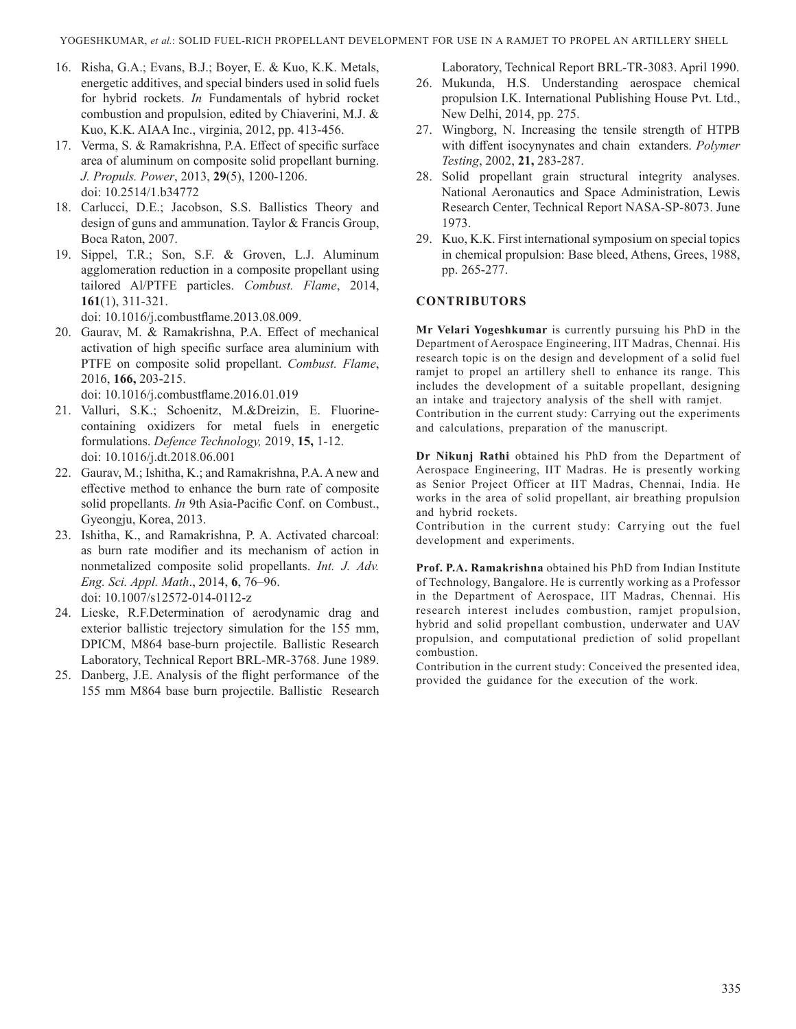16. Risha, G.A.; Evans, B.J.; Boyer, E. & Kuo, K.K. Metals, energetic additives, and special binders used in solid fuels for hybrid rockets. *In* Fundamentals of hybrid rocket combustion and propulsion, edited by Chiaverini, M.J. & Kuo, K.K. AIAA Inc., virginia, 2012, pp. 413-456.
17. Verma, S. & Ramakrishna, P.A. Effect of specific surface area of aluminum on composite solid propellant burning. *J. Propuls. Power*, 2013, **29**(5), 1200-1206. doi: 10.2514/1.b34772
18. Carlucci, D.E.; Jacobson, S.S. Ballistics Theory and design of guns and ammunation. Taylor & Francis Group, Boca Raton, 2007.
19. Sippel, T.R.; Son, S.F. & Groven, L.J. Aluminum agglomeration reduction in a composite propellant using tailored Al/PTFE particles. *Combust. Flame*, 2014, **161**(1), 311-321. doi: 10.1016/j.combustflame.2013.08.009.
20. Gaurav, M. & Ramakrishna, P.A. Effect of mechanical activation of high specific surface area aluminium with PTFE on composite solid propellant. *Combust. Flame*, 2016, **166,** 203-215. doi: 10.1016/j.combustflame.2016.01.019
21. Valluri, S.K.; Schoenitz, M.&Dreizin, E. Fluorine-containing oxidizers for metal fuels in energetic formulations. *Defence Technology,* 2019, **15,** 1-12. doi: 10.1016/j.dt.2018.06.001
22. Gaurav, M.; Ishitha, K.; and Ramakrishna, P.A. A new and effective method to enhance the burn rate of composite solid propellants. *In* 9th Asia-Pacific Conf. on Combust., Gyeongju, Korea, 2013.
23. Ishitha, K., and Ramakrishna, P. A. Activated charcoal: as burn rate modifier and its mechanism of action in nonmetalized composite solid propellants. *Int. J. Adv. Eng. Sci. Appl. Math*., 2014, **6**, 76–96. doi: 10.1007/s12572-014-0112-z
24. Lieske, R.F.Determination of aerodynamic drag and exterior ballistic trejectory simulation for the 155 mm, DPICM, M864 base-burn projectile. Ballistic Research Laboratory, Technical Report BRL-MR-3768. June 1989.
25. Danberg, J.E. Analysis of the flight performance of the 155 mm M864 base burn projectile. Ballistic Research Laboratory, Technical Report BRL-TR-3083. April 1990.
26. Mukunda, H.S. Understanding aerospace chemical propulsion I.K. International Publishing House Pvt. Ltd., New Delhi, 2014, pp. 275.
27. Wingborg, N. Increasing the tensile strength of HTPB with diffent isocynynates and chain extanders. *Polymer Testing*, 2002, **21,** 283-287.
28. Solid propellant grain structural integrity analyses. National Aeronautics and Space Administration, Lewis Research Center, Technical Report NASA-SP-8073. June 1973.
29. Kuo, K.K. First international symposium on special topics in chemical propulsion: Base bleed, Athens, Grees, 1988, pp. 265-277.

## CONTRIBUTORS

**Mr Velari Yogeshkumar** is currently pursuing his PhD in the Department of Aerospace Engineering, IIT Madras, Chennai. His research topic is on the design and development of a solid fuel ramjet to propel an artillery shell to enhance its range. This includes the development of a suitable propellant, designing an intake and trajectory analysis of the shell with ramjet.

Contribution in the current study: Carrying out the experiments and calculations, preparation of the manuscript.

**Dr Nikunj Rathi** obtained his PhD from the Department of Aerospace Engineering, IIT Madras. He is presently working as Senior Project Officer at IIT Madras, Chennai, India. He works in the area of solid propellant, air breathing propulsion and hybrid rockets.

Contribution in the current study: Carrying out the fuel development and experiments.

**Prof. P.A. Ramakrishna** obtained his PhD from Indian Institute of Technology, Bangalore. He is currently working as a Professor in the Department of Aerospace, IIT Madras, Chennai. His research interest includes combustion, ramjet propulsion, hybrid and solid propellant combustion, underwater and UAV propulsion, and computational prediction of solid propellant combustion.

Contribution in the current study: Conceived the presented idea, provided the guidance for the execution of the work.